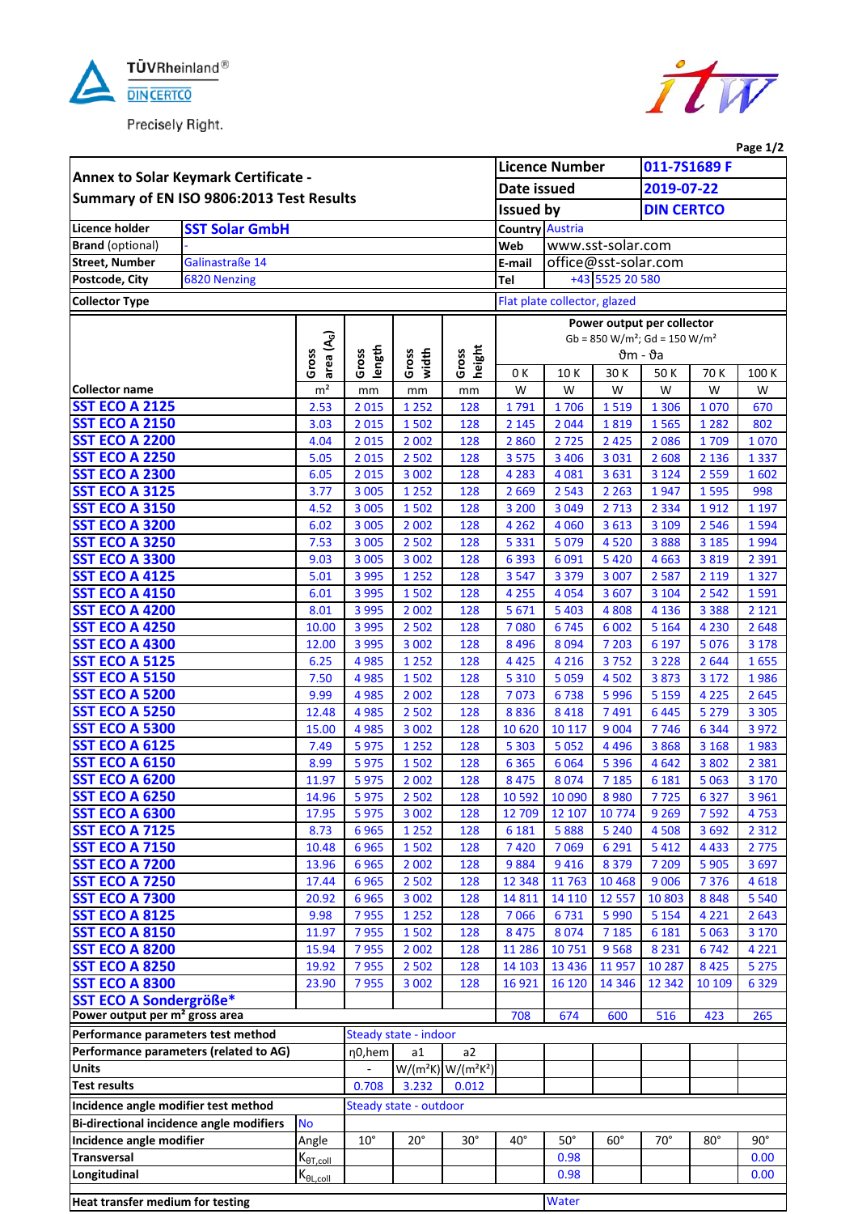TÜVRheinland®
DIN CERTCO
Precisely Right.

| Annex to Solar Keymark Certificate - Summary of EN ISO 9806:2013 Test Results | | Licence Number | 011-7S1689 F |
|---|---|---|---|
| | | Date issued | 2019-07-22 |
| | | Issued by | DIN CERTCO |
| **Licence holder** | SST Solar GmbH | Country | Austria |
| **Brand** (optional) | - | Web | www.sst-solar.com |
| **Street, Number** | Galinastraße 14 | E-mail | office@sst-solar.com |
| **Postcode, City** | 6820 Nenzing | Tel | +43 5525 20 580 |
| **Collector Type** | | Flat plate collector, glazed | |

| | Gross area ($A_G$) | Gross length | Gross width | Gross height | Power output per collector Gb = 850 W/m²; Gd = 150 W/m² ϑm - ϑa | | | | | |
|---|---|---|---|---|---|---|---|---|---|---|
| | | | | | 0 K | 10 K | 30 K | 50 K | 70 K | 100 K |
| **Collector name** | m² | mm | mm | mm | W | W | W | W | W | W |
| SST ECO A 2125 | 2.53 | 2 015 | 1 252 | 128 | 1 791 | 1 706 | 1 519 | 1 306 | 1 070 | 670 |
| SST ECO A 2150 | 3.03 | 2 015 | 1 502 | 128 | 2 145 | 2 044 | 1 819 | 1 565 | 1 282 | 802 |
| SST ECO A 2200 | 4.04 | 2 015 | 2 002 | 128 | 2 860 | 2 725 | 2 425 | 2 086 | 1 709 | 1 070 |
| SST ECO A 2250 | 5.05 | 2 015 | 2 502 | 128 | 3 575 | 3 406 | 3 031 | 2 608 | 2 136 | 1 337 |
| SST ECO A 2300 | 6.05 | 2 015 | 3 002 | 128 | 4 283 | 4 081 | 3 631 | 3 124 | 2 559 | 1 602 |
| SST ECO A 3125 | 3.77 | 3 005 | 1 252 | 128 | 2 669 | 2 543 | 2 263 | 1 947 | 1 595 | 998 |
| SST ECO A 3150 | 4.52 | 3 005 | 1 502 | 128 | 3 200 | 3 049 | 2 713 | 2 334 | 1 912 | 1 197 |
| SST ECO A 3200 | 6.02 | 3 005 | 2 002 | 128 | 4 262 | 4 060 | 3 613 | 3 109 | 2 546 | 1 594 |
| SST ECO A 3250 | 7.53 | 3 005 | 2 502 | 128 | 5 331 | 5 079 | 4 520 | 3 888 | 3 185 | 1 994 |
| SST ECO A 3300 | 9.03 | 3 005 | 3 002 | 128 | 6 393 | 6 091 | 5 420 | 4 663 | 3 819 | 2 391 |
| SST ECO A 4125 | 5.01 | 3 995 | 1 252 | 128 | 3 547 | 3 379 | 3 007 | 2 587 | 2 119 | 1 327 |
| SST ECO A 4150 | 6.01 | 3 995 | 1 502 | 128 | 4 255 | 4 054 | 3 607 | 3 104 | 2 542 | 1 591 |
| SST ECO A 4200 | 8.01 | 3 995 | 2 002 | 128 | 5 671 | 5 403 | 4 808 | 4 136 | 3 388 | 2 121 |
| SST ECO A 4250 | 10.00 | 3 995 | 2 502 | 128 | 7 080 | 6 745 | 6 002 | 5 164 | 4 230 | 2 648 |
| SST ECO A 4300 | 12.00 | 3 995 | 3 002 | 128 | 8 496 | 8 094 | 7 203 | 6 197 | 5 076 | 3 178 |
| SST ECO A 5125 | 6.25 | 4 985 | 1 252 | 128 | 4 425 | 4 216 | 3 752 | 3 228 | 2 644 | 1 655 |
| SST ECO A 5150 | 7.50 | 4 985 | 1 502 | 128 | 5 310 | 5 059 | 4 502 | 3 873 | 3 172 | 1 986 |
| SST ECO A 5200 | 9.99 | 4 985 | 2 002 | 128 | 7 073 | 6 738 | 5 996 | 5 159 | 4 225 | 2 645 |
| SST ECO A 5250 | 12.48 | 4 985 | 2 502 | 128 | 8 836 | 8 418 | 7 491 | 6 445 | 5 279 | 3 305 |
| SST ECO A 5300 | 15.00 | 4 985 | 3 002 | 128 | 10 620 | 10 117 | 9 004 | 7 746 | 6 344 | 3 972 |
| SST ECO A 6125 | 7.49 | 5 975 | 1 252 | 128 | 5 303 | 5 052 | 4 496 | 3 868 | 3 168 | 1 983 |
| SST ECO A 6150 | 8.99 | 5 975 | 1 502 | 128 | 6 365 | 6 064 | 5 396 | 4 642 | 3 802 | 2 381 |
| SST ECO A 6200 | 11.97 | 5 975 | 2 002 | 128 | 8 475 | 8 074 | 7 185 | 6 181 | 5 063 | 3 170 |
| SST ECO A 6250 | 14.96 | 5 975 | 2 502 | 128 | 10 592 | 10 090 | 8 980 | 7 725 | 6 327 | 3 961 |
| SST ECO A 6300 | 17.95 | 5 975 | 3 002 | 128 | 12 709 | 12 107 | 10 774 | 9 269 | 7 592 | 4 753 |
| SST ECO A 7125 | 8.73 | 6 965 | 1 252 | 128 | 6 181 | 5 888 | 5 240 | 4 508 | 3 692 | 2 312 |
| SST ECO A 7150 | 10.48 | 6 965 | 1 502 | 128 | 7 420 | 7 069 | 6 291 | 5 412 | 4 433 | 2 775 |
| SST ECO A 7200 | 13.96 | 6 965 | 2 002 | 128 | 9 884 | 9 416 | 8 379 | 7 209 | 5 905 | 3 697 |
| SST ECO A 7250 | 17.44 | 6 965 | 2 502 | 128 | 12 348 | 11 763 | 10 468 | 9 006 | 7 376 | 4 618 |
| SST ECO A 7300 | 20.92 | 6 965 | 3 002 | 128 | 14 811 | 14 110 | 12 557 | 10 803 | 8 848 | 5 540 |
| SST ECO A 8125 | 9.98 | 7 955 | 1 252 | 128 | 7 066 | 6 731 | 5 990 | 5 154 | 4 221 | 2 643 |
| SST ECO A 8150 | 11.97 | 7 955 | 1 502 | 128 | 8 475 | 8 074 | 7 185 | 6 181 | 5 063 | 3 170 |
| SST ECO A 8200 | 15.94 | 7 955 | 2 002 | 128 | 11 286 | 10 751 | 9 568 | 8 231 | 6 742 | 4 221 |
| SST ECO A 8250 | 19.92 | 7 955 | 2 502 | 128 | 14 103 | 13 436 | 11 957 | 10 287 | 8 425 | 5 275 |
| SST ECO A 8300 | 23.90 | 7 955 | 3 002 | 128 | 16 921 | 16 120 | 14 346 | 12 342 | 10 109 | 6 329 |
| SST ECO A Sondergröße* | | | | | | | | | | |
| **Power output per m² gross area** | | | | | 708 | 674 | 600 | 516 | 423 | 265 |

| | | | | | | | | | | |
|---|---|---|---|---|---|---|---|---|---|---|
| **Performance parameters test method** | | Steady state - indoor | | | | | | | | |
| **Performance parameters (related to AG)** | | $\eta_{0,hem}$ | a1 | a2 | | | | | | |
| **Units** | | - | W/(m²K) | W/(m²K²) | | | | | | |
| **Test results** | | 0.708 | 3.232 | 0.012 | | | | | | |
| **Incidence angle modifier test method** | | Steady state - outdoor | | | | | | | | |
| **Bi-directional incidence angle modifiers** | No | | | | | | | | | |
| **Incidence angle modifier** | Angle | 10° | 20° | 30° | 40° | 50° | 60° | 70° | 80° | 90° |
| **Transversal** | $K_{\theta T,coll}$ | | | | | 0.98 | | | | 0.00 |
| **Longitudinal** | $K_{\theta L,coll}$ | | | | | 0.98 | | | | 0.00 |
| **Heat transfer medium for testing** | | | | | Water | | | | | |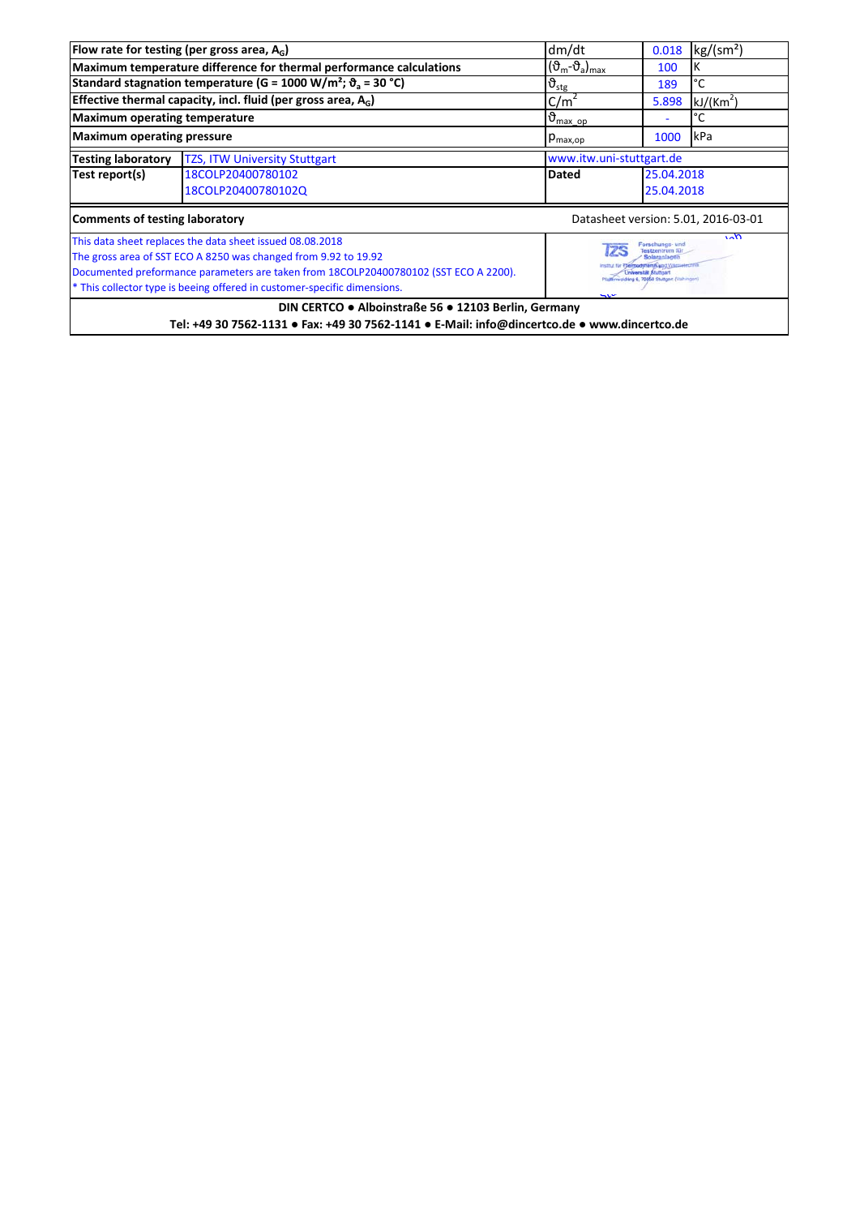| Parameter | Symbol | Value | Unit |
|---|---|---|---|
| **Flow rate for testing (per gross area, $A_G$)** | dm/dt | 0.018 | $kg/(sm^2)$ |
| **Maximum temperature difference for thermal performance calculations** | $(\vartheta_m-\vartheta_a)_{max}$ | 100 | K |
| **Standard stagnation temperature (G = 1000 W/m²; $\vartheta_a$ = 30 °C)** | $\vartheta_{stg}$ | 189 | °C |
| **Effective thermal capacity, incl. fluid (per gross area, $A_G$)** | $C/m^2$ | 5.898 | $kJ/(Km^2)$ |
| **Maximum operating temperature** | $\vartheta_{max\_op}$ | - | °C |
| **Maximum operating pressure** | $p_{max,op}$ | 1000 | kPa |

| | | | |
|---|---|---|---|
| **Testing laboratory** | TZS, ITW University Stuttgart | www.itw.uni-stuttgart.de | |
| **Test report(s)** | 18COLP20400780102<br>18COLP20400780102Q | **Dated** | 25.04.2018<br>25.04.2018 |

**Comments of testing laboratory** — Datasheet version: 5.01, 2016-03-01

This data sheet replaces the data sheet issued 08.08.2018
The gross area of SST ECO A 8250 was changed from 9.92 to 19.92
Documented preformance parameters are taken from 18COLP20400780102 (SST ECO A 2200).
* This collector type is beeing offered in customer-specific dimensions.

**DIN CERTCO ● Alboinstraße 56 ● 12103 Berlin, Germany**
**Tel: +49 30 7562-1131 ● Fax: +49 30 7562-1141 ● E-Mail: info@dincertco.de ● www.dincertco.de**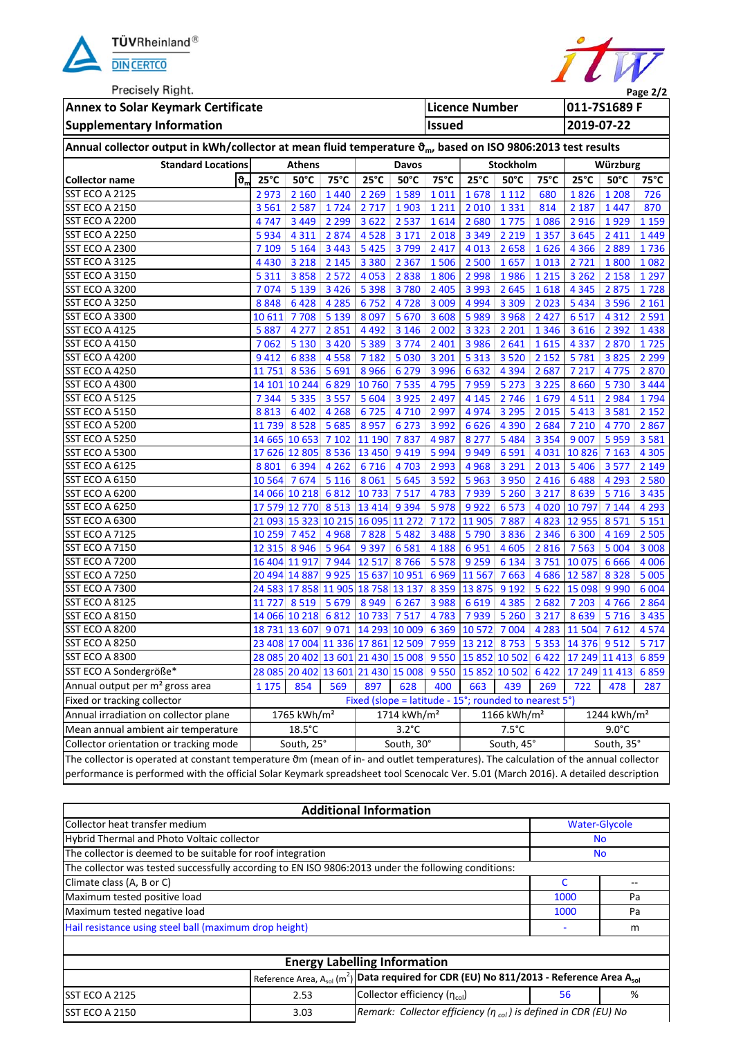TÜVRheinland®
DIN CERTCO
Precisely Right.

| Annex to Solar Keymark Certificate | Licence Number | 011-7S1689 F |
|---|---|---|
| Supplementary Information | Issued | 2019-07-22 |

**Annual collector output in kWh/collector at mean fluid temperature $\vartheta_m$, based on ISO 9806:2013 test results**

| Standard Locations | Athens | | | Davos | | | Stockholm | | | Würzburg | | |
|---|---|---|---|---|---|---|---|---|---|---|---|---|
| Collector name $\vartheta_m$ | 25°C | 50°C | 75°C | 25°C | 50°C | 75°C | 25°C | 50°C | 75°C | 25°C | 50°C | 75°C |
| SST ECO A 2125 | 2 973 | 2 160 | 1 440 | 2 269 | 1 589 | 1 011 | 1 678 | 1 112 | 680 | 1 826 | 1 208 | 726 |
| SST ECO A 2150 | 3 561 | 2 587 | 1 724 | 2 717 | 1 903 | 1 211 | 2 010 | 1 331 | 814 | 2 187 | 1 447 | 870 |
| SST ECO A 2200 | 4 747 | 3 449 | 2 299 | 3 622 | 2 537 | 1 614 | 2 680 | 1 775 | 1 086 | 2 916 | 1 929 | 1 159 |
| SST ECO A 2250 | 5 934 | 4 311 | 2 874 | 4 528 | 3 171 | 2 018 | 3 349 | 2 219 | 1 357 | 3 645 | 2 411 | 1 449 |
| SST ECO A 2300 | 7 109 | 5 164 | 3 443 | 5 425 | 3 799 | 2 417 | 4 013 | 2 658 | 1 626 | 4 366 | 2 889 | 1 736 |
| SST ECO A 3125 | 4 430 | 3 218 | 2 145 | 3 380 | 2 367 | 1 506 | 2 500 | 1 657 | 1 013 | 2 721 | 1 800 | 1 082 |
| SST ECO A 3150 | 5 311 | 3 858 | 2 572 | 4 053 | 2 838 | 1 806 | 2 998 | 1 986 | 1 215 | 3 262 | 2 158 | 1 297 |
| SST ECO A 3200 | 7 074 | 5 139 | 3 426 | 5 398 | 3 780 | 2 405 | 3 993 | 2 645 | 1 618 | 4 345 | 2 875 | 1 728 |
| SST ECO A 3250 | 8 848 | 6 428 | 4 285 | 6 752 | 4 728 | 3 009 | 4 994 | 3 309 | 2 023 | 5 434 | 3 596 | 2 161 |
| SST ECO A 3300 | 10 611 | 7 708 | 5 139 | 8 097 | 5 670 | 3 608 | 5 989 | 3 968 | 2 427 | 6 517 | 4 312 | 2 591 |
| SST ECO A 4125 | 5 887 | 4 277 | 2 851 | 4 492 | 3 146 | 2 002 | 3 323 | 2 201 | 1 346 | 3 616 | 2 392 | 1 438 |
| SST ECO A 4150 | 7 062 | 5 130 | 3 420 | 5 389 | 3 774 | 2 401 | 3 986 | 2 641 | 1 615 | 4 337 | 2 870 | 1 725 |
| SST ECO A 4200 | 9 412 | 6 838 | 4 558 | 7 182 | 5 030 | 3 201 | 5 313 | 3 520 | 2 152 | 5 781 | 3 825 | 2 299 |
| SST ECO A 4250 | 11 751 | 8 536 | 5 691 | 8 966 | 6 279 | 3 996 | 6 632 | 4 394 | 2 687 | 7 217 | 4 775 | 2 870 |
| SST ECO A 4300 | 14 101 | 10 244 | 6 829 | 10 760 | 7 535 | 4 795 | 7 959 | 5 273 | 3 225 | 8 660 | 5 730 | 3 444 |
| SST ECO A 5125 | 7 344 | 5 335 | 3 557 | 5 604 | 3 925 | 2 497 | 4 145 | 2 746 | 1 679 | 4 511 | 2 984 | 1 794 |
| SST ECO A 5150 | 8 813 | 6 402 | 4 268 | 6 725 | 4 710 | 2 997 | 4 974 | 3 295 | 2 015 | 5 413 | 3 581 | 2 152 |
| SST ECO A 5200 | 11 739 | 8 528 | 5 685 | 8 957 | 6 273 | 3 992 | 6 626 | 4 390 | 2 684 | 7 210 | 4 770 | 2 867 |
| SST ECO A 5250 | 14 665 | 10 653 | 7 102 | 11 190 | 7 837 | 4 987 | 8 277 | 5 484 | 3 354 | 9 007 | 5 959 | 3 581 |
| SST ECO A 5300 | 17 626 | 12 805 | 8 536 | 13 450 | 9 419 | 5 994 | 9 949 | 6 591 | 4 031 | 10 826 | 7 163 | 4 305 |
| SST ECO A 6125 | 8 801 | 6 394 | 4 262 | 6 716 | 4 703 | 2 993 | 4 968 | 3 291 | 2 013 | 5 406 | 3 577 | 2 149 |
| SST ECO A 6150 | 10 564 | 7 674 | 5 116 | 8 061 | 5 645 | 3 592 | 5 963 | 3 950 | 2 416 | 6 488 | 4 293 | 2 580 |
| SST ECO A 6200 | 14 066 | 10 218 | 6 812 | 10 733 | 7 517 | 4 783 | 7 939 | 5 260 | 3 217 | 8 639 | 5 716 | 3 435 |
| SST ECO A 6250 | 17 579 | 12 770 | 8 513 | 13 414 | 9 394 | 5 978 | 9 922 | 6 573 | 4 020 | 10 797 | 7 144 | 4 293 |
| SST ECO A 6300 | 21 093 | 15 323 | 10 215 | 16 095 | 11 272 | 7 172 | 11 905 | 7 887 | 4 823 | 12 955 | 8 571 | 5 151 |
| SST ECO A 7125 | 10 259 | 7 452 | 4 968 | 7 828 | 5 482 | 3 488 | 5 790 | 3 836 | 2 346 | 6 300 | 4 169 | 2 505 |
| SST ECO A 7150 | 12 315 | 8 946 | 5 964 | 9 397 | 6 581 | 4 188 | 6 951 | 4 605 | 2 816 | 7 563 | 5 004 | 3 008 |
| SST ECO A 7200 | 16 404 | 11 917 | 7 944 | 12 517 | 8 766 | 5 578 | 9 259 | 6 134 | 3 751 | 10 075 | 6 666 | 4 006 |
| SST ECO A 7250 | 20 494 | 14 887 | 9 925 | 15 637 | 10 951 | 6 969 | 11 567 | 7 663 | 4 686 | 12 587 | 8 328 | 5 005 |
| SST ECO A 7300 | 24 583 | 17 858 | 11 905 | 18 758 | 13 137 | 8 359 | 13 875 | 9 192 | 5 622 | 15 098 | 9 990 | 6 004 |
| SST ECO A 8125 | 11 727 | 8 519 | 5 679 | 8 949 | 6 267 | 3 988 | 6 619 | 4 385 | 2 682 | 7 203 | 4 766 | 2 864 |
| SST ECO A 8150 | 14 066 | 10 218 | 6 812 | 10 733 | 7 517 | 4 783 | 7 939 | 5 260 | 3 217 | 8 639 | 5 716 | 3 435 |
| SST ECO A 8200 | 18 731 | 13 607 | 9 071 | 14 293 | 10 009 | 6 369 | 10 572 | 7 004 | 4 283 | 11 504 | 7 612 | 4 574 |
| SST ECO A 8250 | 23 408 | 17 004 | 11 336 | 17 861 | 12 509 | 7 959 | 13 212 | 8 753 | 5 353 | 14 376 | 9 512 | 5 717 |
| SST ECO A 8300 | 28 085 | 20 402 | 13 601 | 21 430 | 15 008 | 9 550 | 15 852 | 10 502 | 6 422 | 17 249 | 11 413 | 6 859 |
| SST ECO A Sondergröße* | 28 085 | 20 402 | 13 601 | 21 430 | 15 008 | 9 550 | 15 852 | 10 502 | 6 422 | 17 249 | 11 413 | 6 859 |
| Annual output per m² gross area | 1 175 | 854 | 569 | 897 | 628 | 400 | 663 | 439 | 269 | 722 | 478 | 287 |
| Fixed or tracking collector | Fixed (slope = latitude - 15°; rounded to nearest 5°) | | | | | | | | | | | |
| Annual irradiation on collector plane | 1765 kWh/m² | | | 1714 kWh/m² | | | 1166 kWh/m² | | | 1244 kWh/m² | | |
| Mean annual ambient air temperature | 18.5°C | | | 3.2°C | | | 7.5°C | | | 9.0°C | | |
| Collector orientation or tracking mode | South, 25° | | | South, 30° | | | South, 45° | | | South, 35° | | |

The collector is operated at constant temperature ϑm (mean of in- and outlet temperatures). The calculation of the annual collector performance is performed with the official Solar Keymark spreadsheet tool Scenocalc Ver. 5.01 (March 2016). A detailed description

| Additional Information | | |
|---|---|---|
| Collector heat transfer medium | Water-Glycole | |
| Hybrid Thermal and Photo Voltaic collector | No | |
| The collector is deemed to be suitable for roof integration | No | |
| The collector was tested successfully according to EN ISO 9806:2013 under the following conditions: | | |
| Climate class (A, B or C) | C | -- |
| Maximum tested positive load | 1000 | Pa |
| Maximum tested negative load | 1000 | Pa |
| Hail resistance using steel ball (maximum drop height) | - | m |

| Energy Labelling Information | | | |
|---|---|---|---|
| | Reference Area, $A_{sol}$ (m²) | Data required for CDR (EU) No 811/2013 - Reference Area $A_{sol}$ | |
| SST ECO A 2125 | 2.53 | Collector efficiency ($\eta_{col}$) 56 | % |
| SST ECO A 2150 | 3.03 | *Remark: Collector efficiency ($\eta_{col}$) is defined in CDR (EU) No* | |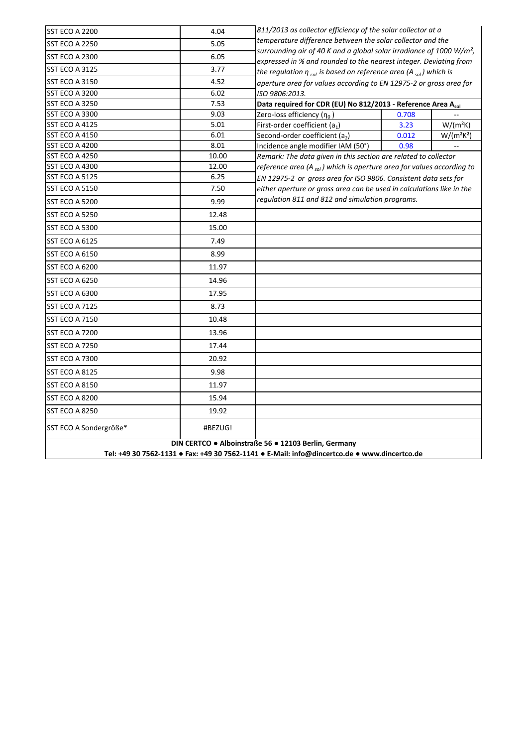| | | | | |
|---|---|---|---|---|
| SST ECO A 2200 | 4.04 | *811/2013 as collector efficiency of the solar collector at a temperature difference between the solar collector and the surrounding air of 40 K and a global solar irradiance of 1000 W/m², expressed in % and rounded to the nearest integer. Deviating from the regulation $\eta_{col}$ is based on reference area ($A_{sol}$) which is aperture area for values according to EN 12975-2 or gross area for ISO 9806:2013.* | | |
| SST ECO A 2250 | 5.05 | | | |
| SST ECO A 2300 | 6.05 | | | |
| SST ECO A 3125 | 3.77 | | | |
| SST ECO A 3150 | 4.52 | | | |
| SST ECO A 3200 | 6.02 | | | |
| SST ECO A 3250 | 7.53 | **Data required for CDR (EU) No 812/2013 - Reference Area $A_{sol}$** | | |
| SST ECO A 3300 | 9.03 | Zero-loss efficiency ($\eta_0$) | 0.708 | -- |
| SST ECO A 4125 | 5.01 | First-order coefficient ($a_1$) | 3.23 | W/(m²K) |
| SST ECO A 4150 | 6.01 | Second-order coefficient ($a_2$) | 0.012 | W/(m²K²) |
| SST ECO A 4200 | 8.01 | Incidence angle modifier IAM (50°) | 0.98 | -- |
| SST ECO A 4250 | 10.00 | *Remark: The data given in this section are related to collector reference area ($A_{sol}$) which is aperture area for values according to EN 12975-2 or gross area for ISO 9806. Consistent data sets for either aperture or gross area can be used in calculations like in the regulation 811 and 812 and simulation programs.* | | |
| SST ECO A 4300 | 12.00 | | | |
| SST ECO A 5125 | 6.25 | | | |
| SST ECO A 5150 | 7.50 | | | |
| SST ECO A 5200 | 9.99 | | | |
| SST ECO A 5250 | 12.48 | | | |
| SST ECO A 5300 | 15.00 | | | |
| SST ECO A 6125 | 7.49 | | | |
| SST ECO A 6150 | 8.99 | | | |
| SST ECO A 6200 | 11.97 | | | |
| SST ECO A 6250 | 14.96 | | | |
| SST ECO A 6300 | 17.95 | | | |
| SST ECO A 7125 | 8.73 | | | |
| SST ECO A 7150 | 10.48 | | | |
| SST ECO A 7200 | 13.96 | | | |
| SST ECO A 7250 | 17.44 | | | |
| SST ECO A 7300 | 20.92 | | | |
| SST ECO A 8125 | 9.98 | | | |
| SST ECO A 8150 | 11.97 | | | |
| SST ECO A 8200 | 15.94 | | | |
| SST ECO A 8250 | 19.92 | | | |
| SST ECO A Sondergröße* | #BEZUG! | | | |

**DIN CERTCO • Alboinstraße 56 • 12103 Berlin, Germany**
**Tel: +49 30 7562-1131 • Fax: +49 30 7562-1141 • E-Mail: info@dincertco.de • www.dincertco.de**